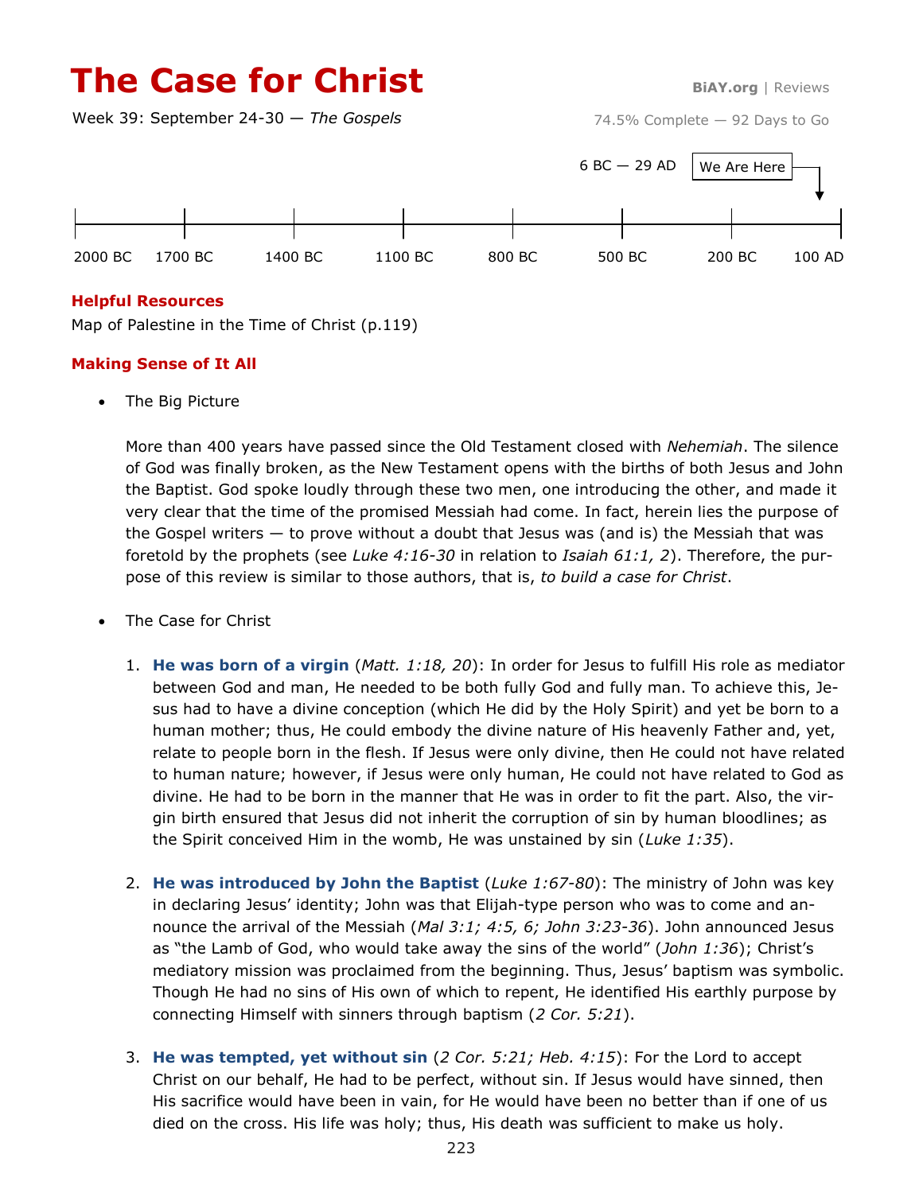# The Case for Christ

BiAY.org | Reviews

Week 39: September 24-30 — *The Gospels*

74.5% Complete — 92 Days to Go

6 BC — 29 AD | We Are Here

2000 BC | 1700 BC | 1400 BC | 1100 BC | 800 BC | 500 BC | 200 BC | 100 AD

**Helpful Resources**

Map of Palestine in the Time of Christ (p.119)

**Making Sense of It All**

- The Big Picture

  More than 400 years have passed since the Old Testament closed with *Nehemiah*. The silence of God was finally broken, as the New Testament opens with the births of both Jesus and John the Baptist. God spoke loudly through these two men, one introducing the other, and made it very clear that the time of the promised Messiah had come. In fact, herein lies the purpose of the Gospel writers — to prove without a doubt that Jesus was (and is) the Messiah that was foretold by the prophets (see *Luke 4:16-30* in relation to *Isaiah 61:1, 2*). Therefore, the purpose of this review is similar to those authors, that is, *to build a case for Christ*.

- The Case for Christ

  1. **He was born of a virgin** (*Matt. 1:18, 20*): In order for Jesus to fulfill His role as mediator between God and man, He needed to be both fully God and fully man. To achieve this, Jesus had to have a divine conception (which He did by the Holy Spirit) and yet be born to a human mother; thus, He could embody the divine nature of His heavenly Father and, yet, relate to people born in the flesh. If Jesus were only divine, then He could not have related to human nature; however, if Jesus were only human, He could not have related to God as divine. He had to be born in the manner that He was in order to fit the part. Also, the virgin birth ensured that Jesus did not inherit the corruption of sin by human bloodlines; as the Spirit conceived Him in the womb, He was unstained by sin (*Luke 1:35*).

  2. **He was introduced by John the Baptist** (*Luke 1:67-80*): The ministry of John was key in declaring Jesus' identity; John was that Elijah-type person who was to come and announce the arrival of the Messiah (*Mal 3:1; 4:5, 6; John 3:23-36*). John announced Jesus as "the Lamb of God, who would take away the sins of the world" (*John 1:36*); Christ's mediatory mission was proclaimed from the beginning. Thus, Jesus' baptism was symbolic. Though He had no sins of His own of which to repent, He identified His earthly purpose by connecting Himself with sinners through baptism (*2 Cor. 5:21*).

  3. **He was tempted, yet without sin** (*2 Cor. 5:21; Heb. 4:15*): For the Lord to accept Christ on our behalf, He had to be perfect, without sin. If Jesus would have sinned, then His sacrifice would have been in vain, for He would have been no better than if one of us died on the cross. His life was holy; thus, His death was sufficient to make us holy.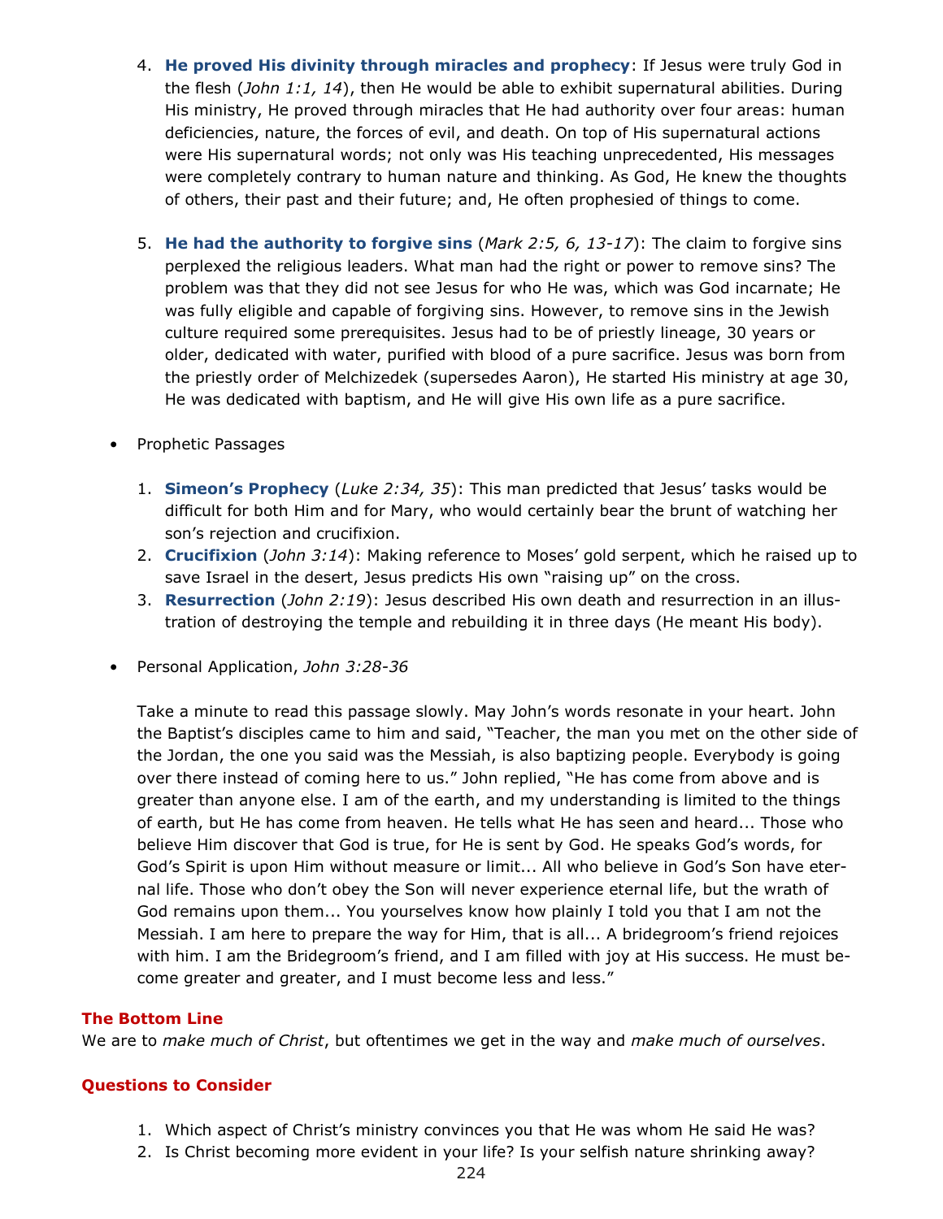4. **He proved His divinity through miracles and prophecy**: If Jesus were truly God in the flesh (*John 1:1, 14*), then He would be able to exhibit supernatural abilities. During His ministry, He proved through miracles that He had authority over four areas: human deficiencies, nature, the forces of evil, and death. On top of His supernatural actions were His supernatural words; not only was His teaching unprecedented, His messages were completely contrary to human nature and thinking. As God, He knew the thoughts of others, their past and their future; and, He often prophesied of things to come.

5. **He had the authority to forgive sins** (*Mark 2:5, 6, 13-17*): The claim to forgive sins perplexed the religious leaders. What man had the right or power to remove sins? The problem was that they did not see Jesus for who He was, which was God incarnate; He was fully eligible and capable of forgiving sins. However, to remove sins in the Jewish culture required some prerequisites. Jesus had to be of priestly lineage, 30 years or older, dedicated with water, purified with blood of a pure sacrifice. Jesus was born from the priestly order of Melchizedek (supersedes Aaron), He started His ministry at age 30, He was dedicated with baptism, and He will give His own life as a pure sacrifice.

- Prophetic Passages

1. **Simeon's Prophecy** (*Luke 2:34, 35*): This man predicted that Jesus' tasks would be difficult for both Him and for Mary, who would certainly bear the brunt of watching her son's rejection and crucifixion.
2. **Crucifixion** (*John 3:14*): Making reference to Moses' gold serpent, which he raised up to save Israel in the desert, Jesus predicts His own "raising up" on the cross.
3. **Resurrection** (*John 2:19*): Jesus described His own death and resurrection in an illustration of destroying the temple and rebuilding it in three days (He meant His body).

- Personal Application, *John 3:28-36*

Take a minute to read this passage slowly. May John's words resonate in your heart. John the Baptist's disciples came to him and said, "Teacher, the man you met on the other side of the Jordan, the one you said was the Messiah, is also baptizing people. Everybody is going over there instead of coming here to us." John replied, "He has come from above and is greater than anyone else. I am of the earth, and my understanding is limited to the things of earth, but He has come from heaven. He tells what He has seen and heard... Those who believe Him discover that God is true, for He is sent by God. He speaks God's words, for God's Spirit is upon Him without measure or limit... All who believe in God's Son have eternal life. Those who don't obey the Son will never experience eternal life, but the wrath of God remains upon them... You yourselves know how plainly I told you that I am not the Messiah. I am here to prepare the way for Him, that is all... A bridegroom's friend rejoices with him. I am the Bridegroom's friend, and I am filled with joy at His success. He must become greater and greater, and I must become less and less."

### The Bottom Line

We are to *make much of Christ*, but oftentimes we get in the way and *make much of ourselves*.

### Questions to Consider

1. Which aspect of Christ's ministry convinces you that He was whom He said He was?
2. Is Christ becoming more evident in your life? Is your selfish nature shrinking away?